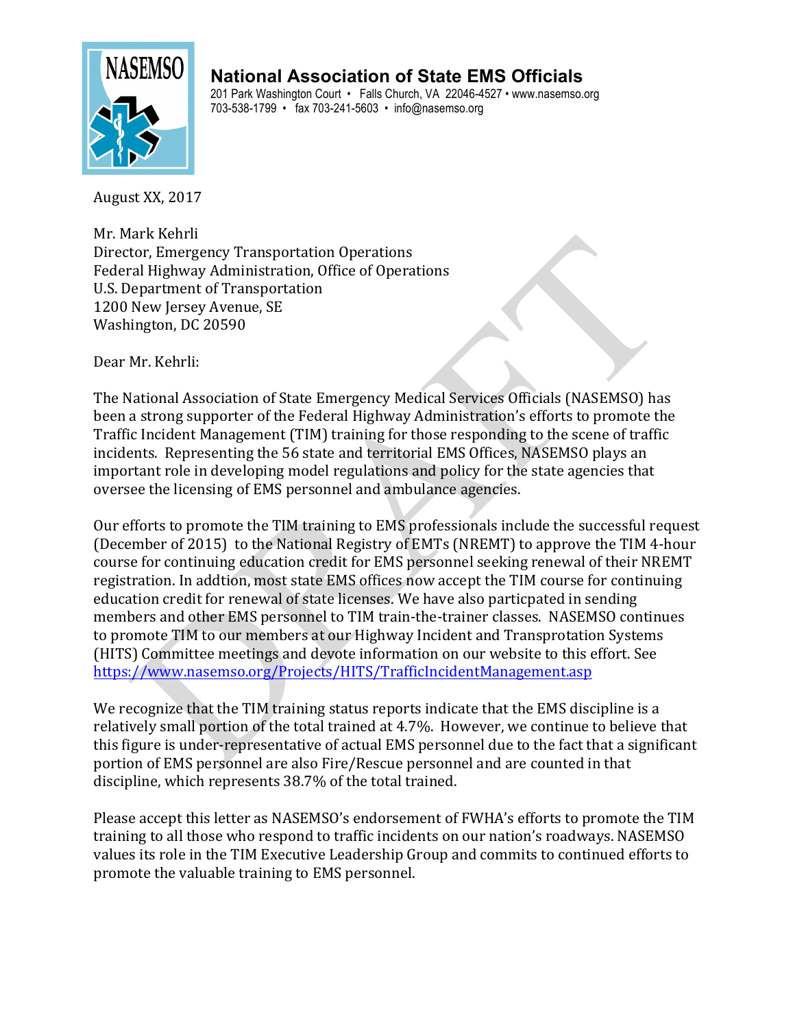# National Association of State EMS Officials

201 Park Washington Court • Falls Church, VA 22046-4527 • www.nasemso.org
703-538-1799 • fax 703-241-5603 • info@nasemso.org

August XX, 2017

Mr. Mark Kehrli
Director, Emergency Transportation Operations
Federal Highway Administration, Office of Operations
U.S. Department of Transportation
1200 New Jersey Avenue, SE
Washington, DC 20590

Dear Mr. Kehrli:

The National Association of State Emergency Medical Services Officials (NASEMSO) has been a strong supporter of the Federal Highway Administration's efforts to promote the Traffic Incident Management (TIM) training for those responding to the scene of traffic incidents. Representing the 56 state and territorial EMS Offices, NASEMSO plays an important role in developing model regulations and policy for the state agencies that oversee the licensing of EMS personnel and ambulance agencies.

Our efforts to promote the TIM training to EMS professionals include the successful request (December of 2015) to the National Registry of EMTs (NREMT) to approve the TIM 4-hour course for continuing education credit for EMS personnel seeking renewal of their NREMT registration. In addtion, most state EMS offices now accept the TIM course for continuing education credit for renewal of state licenses. We have also particpated in sending members and other EMS personnel to TIM train-the-trainer classes. NASEMSO continues to promote TIM to our members at our Highway Incident and Transprotation Systems (HITS) Committee meetings and devote information on our website to this effort. See https://www.nasemso.org/Projects/HITS/TrafficIncidentManagement.asp

We recognize that the TIM training status reports indicate that the EMS discipline is a relatively small portion of the total trained at 4.7%. However, we continue to believe that this figure is under-representative of actual EMS personnel due to the fact that a significant portion of EMS personnel are also Fire/Rescue personnel and are counted in that discipline, which represents 38.7% of the total trained.

Please accept this letter as NASEMSO's endorsement of FWHA's efforts to promote the TIM training to all those who respond to traffic incidents on our nation's roadways. NASEMSO values its role in the TIM Executive Leadership Group and commits to continued efforts to promote the valuable training to EMS personnel.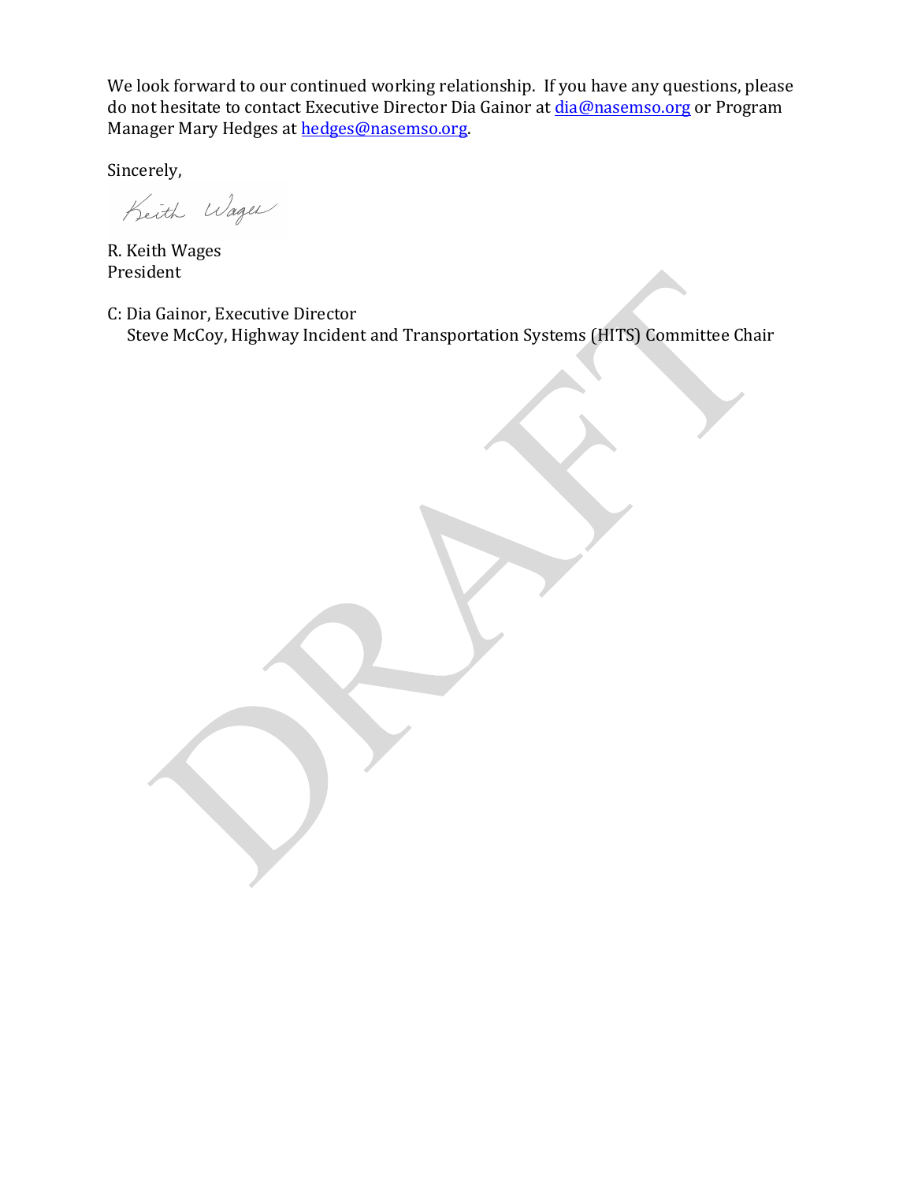We look forward to our continued working relationship. If you have any questions, please do not hesitate to contact Executive Director Dia Gainor at dia@nasemso.org or Program Manager Mary Hedges at hedges@nasemso.org.

Sincerely,

Keith Wages

R. Keith Wages
President

C: Dia Gainor, Executive Director
Steve McCoy, Highway Incident and Transportation Systems (HITS) Committee Chair

DRAFT